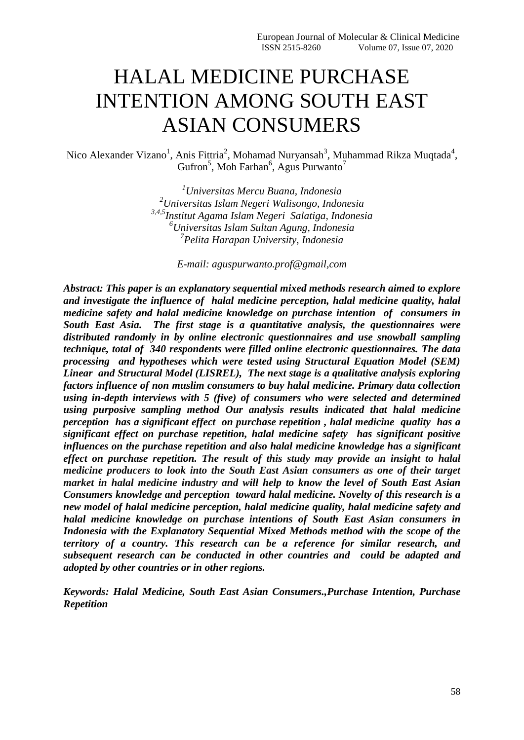# HALAL MEDICINE PURCHASE INTENTION AMONG SOUTH EAST ASIAN CONSUMERS

Nico Alexander Vizano[1], Anis Fittria[2], Mohamad Nuryansah[3], Muhammad Rikza Muqtada[4], Gufron[5], Moh Farhan[6], Agus Purwanto[7]

*[1]Universitas Mercu Buana, Indonesia*
*[2]Universitas Islam Negeri Walisongo, Indonesia*
*[3,4,5]Institut Agama Islam Negeri Salatiga, Indonesia*
*[6]Universitas Islam Sultan Agung, Indonesia*
*[7]Pelita Harapan University, Indonesia*

*E-mail: aguspurwanto.prof@gmail,com*

***Abstract: This paper is an explanatory sequential mixed methods research aimed to explore and investigate the influence of halal medicine perception, halal medicine quality, halal medicine safety and halal medicine knowledge on purchase intention of consumers in South East Asia. The first stage is a quantitative analysis, the questionnaires were distributed randomly in by online electronic questionnaires and use snowball sampling technique, total of 340 respondents were filled online electronic questionnaires. The data processing and hypotheses which were tested using Structural Equation Model (SEM) Linear and Structural Model (LISREL), The next stage is a qualitative analysis exploring factors influence of non muslim consumers to buy halal medicine. Primary data collection using in-depth interviews with 5 (five) of consumers who were selected and determined using purposive sampling method Our analysis results indicated that halal medicine perception has a significant effect on purchase repetition , halal medicine quality has a significant effect on purchase repetition, halal medicine safety has significant positive influences on the purchase repetition and also halal medicine knowledge has a significant effect on purchase repetition. The result of this study may provide an insight to halal medicine producers to look into the South East Asian consumers as one of their target market in halal medicine industry and will help to know the level of South East Asian Consumers knowledge and perception toward halal medicine. Novelty of this research is a new model of halal medicine perception, halal medicine quality, halal medicine safety and halal medicine knowledge on purchase intentions of South East Asian consumers in Indonesia with the Explanatory Sequential Mixed Methods method with the scope of the territory of a country. This research can be a reference for similar research, and subsequent research can be conducted in other countries and could be adapted and adopted by other countries or in other regions.***

***Keywords: Halal Medicine, South East Asian Consumers.,Purchase Intention, Purchase Repetition***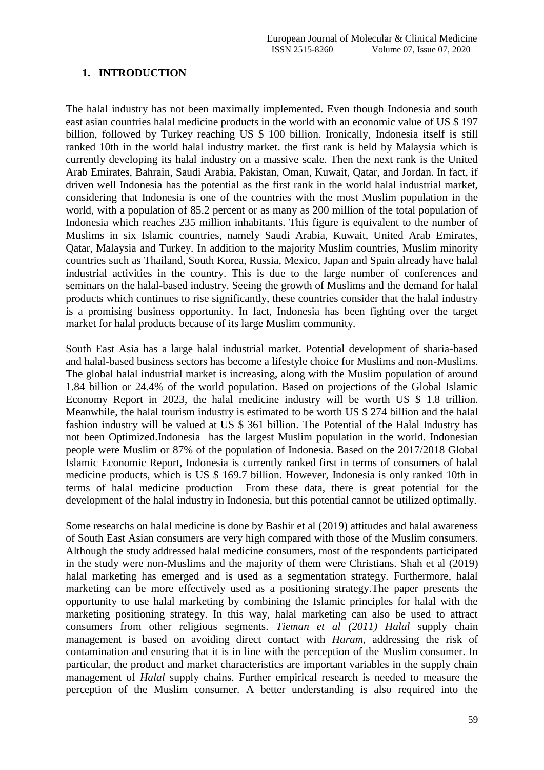## 1. INTRODUCTION

The halal industry has not been maximally implemented. Even though Indonesia and south east asian countries halal medicine products in the world with an economic value of US $ 197 billion, followed by Turkey reaching US $ 100 billion. Ironically, Indonesia itself is still ranked 10th in the world halal industry market. the first rank is held by Malaysia which is currently developing its halal industry on a massive scale. Then the next rank is the United Arab Emirates, Bahrain, Saudi Arabia, Pakistan, Oman, Kuwait, Qatar, and Jordan. In fact, if driven well Indonesia has the potential as the first rank in the world halal industrial market, considering that Indonesia is one of the countries with the most Muslim population in the world, with a population of 85.2 percent or as many as 200 million of the total population of Indonesia which reaches 235 million inhabitants. This figure is equivalent to the number of Muslims in six Islamic countries, namely Saudi Arabia, Kuwait, United Arab Emirates, Qatar, Malaysia and Turkey. In addition to the majority Muslim countries, Muslim minority countries such as Thailand, South Korea, Russia, Mexico, Japan and Spain already have halal industrial activities in the country. This is due to the large number of conferences and seminars on the halal-based industry. Seeing the growth of Muslims and the demand for halal products which continues to rise significantly, these countries consider that the halal industry is a promising business opportunity. In fact, Indonesia has been fighting over the target market for halal products because of its large Muslim community.

South East Asia has a large halal industrial market. Potential development of sharia-based and halal-based business sectors has become a lifestyle choice for Muslims and non-Muslims. The global halal industrial market is increasing, along with the Muslim population of around 1.84 billion or 24.4% of the world population. Based on projections of the Global Islamic Economy Report in 2023, the halal medicine industry will be worth US $ 1.8 trillion. Meanwhile, the halal tourism industry is estimated to be worth US $ 274 billion and the halal fashion industry will be valued at US $ 361 billion. The Potential of the Halal Industry has not been Optimized.Indonesia has the largest Muslim population in the world. Indonesian people were Muslim or 87% of the population of Indonesia. Based on the 2017/2018 Global Islamic Economic Report, Indonesia is currently ranked first in terms of consumers of halal medicine products, which is US $ 169.7 billion. However, Indonesia is only ranked 10th in terms of halal medicine production From these data, there is great potential for the development of the halal industry in Indonesia, but this potential cannot be utilized optimally.

Some researchs on halal medicine is done by Bashir et al (2019) attitudes and halal awareness of South East Asian consumers are very high compared with those of the Muslim consumers. Although the study addressed halal medicine consumers, most of the respondents participated in the study were non-Muslims and the majority of them were Christians. Shah et al (2019) halal marketing has emerged and is used as a segmentation strategy. Furthermore, halal marketing can be more effectively used as a positioning strategy.The paper presents the opportunity to use halal marketing by combining the Islamic principles for halal with the marketing positioning strategy. In this way, halal marketing can also be used to attract consumers from other religious segments. *Tieman et al (2011) Halal* supply chain management is based on avoiding direct contact with *Haram*, addressing the risk of contamination and ensuring that it is in line with the perception of the Muslim consumer. In particular, the product and market characteristics are important variables in the supply chain management of *Halal* supply chains. Further empirical research is needed to measure the perception of the Muslim consumer. A better understanding is also required into the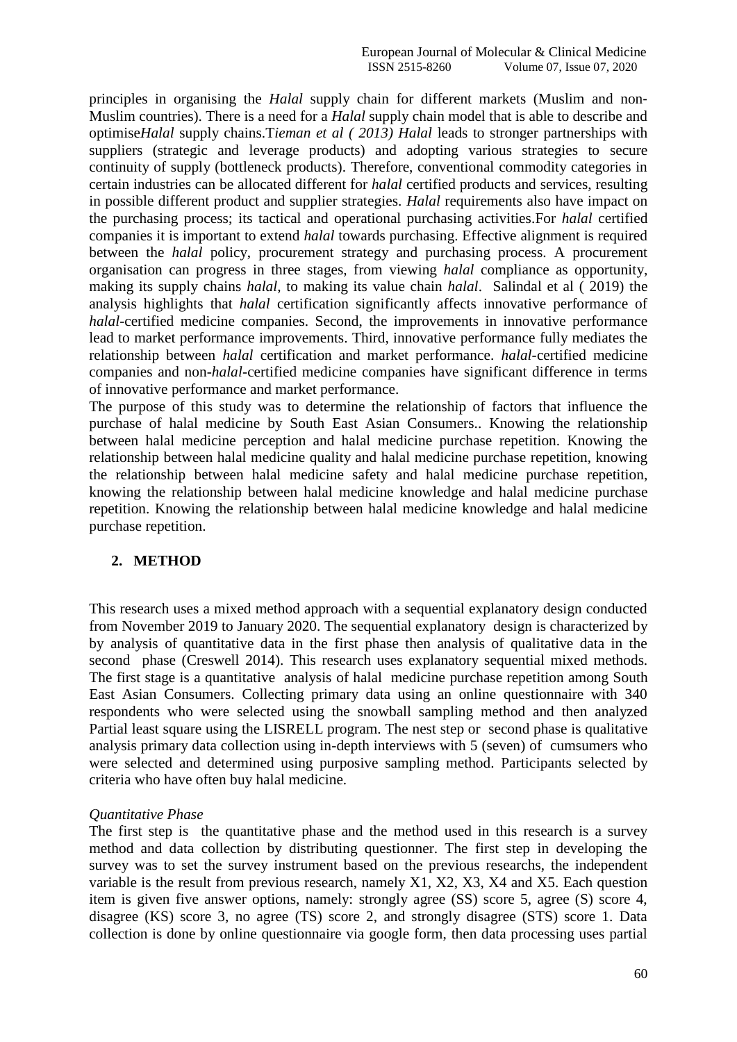principles in organising the *Halal* supply chain for different markets (Muslim and non-Muslim countries). There is a need for a *Halal* supply chain model that is able to describe and optimise*Halal* supply chains.T*ieman et al ( 2013) Halal* leads to stronger partnerships with suppliers (strategic and leverage products) and adopting various strategies to secure continuity of supply (bottleneck products). Therefore, conventional commodity categories in certain industries can be allocated different for *halal* certified products and services, resulting in possible different product and supplier strategies. *Halal* requirements also have impact on the purchasing process; its tactical and operational purchasing activities.For *halal* certified companies it is important to extend *halal* towards purchasing. Effective alignment is required between the *halal* policy, procurement strategy and purchasing process. A procurement organisation can progress in three stages, from viewing *halal* compliance as opportunity, making its supply chains *halal*, to making its value chain *halal*. Salindal et al ( 2019) the analysis highlights that *halal* certification significantly affects innovative performance of *halal*-certified medicine companies. Second, the improvements in innovative performance lead to market performance improvements. Third, innovative performance fully mediates the relationship between *halal* certification and market performance. *halal*-certified medicine companies and non-*halal*-certified medicine companies have significant difference in terms of innovative performance and market performance.

The purpose of this study was to determine the relationship of factors that influence the purchase of halal medicine by South East Asian Consumers.. Knowing the relationship between halal medicine perception and halal medicine purchase repetition. Knowing the relationship between halal medicine quality and halal medicine purchase repetition, knowing the relationship between halal medicine safety and halal medicine purchase repetition, knowing the relationship between halal medicine knowledge and halal medicine purchase repetition. Knowing the relationship between halal medicine knowledge and halal medicine purchase repetition.

## 2. METHOD

This research uses a mixed method approach with a sequential explanatory design conducted from November 2019 to January 2020. The sequential explanatory design is characterized by by analysis of quantitative data in the first phase then analysis of qualitative data in the second phase (Creswell 2014). This research uses explanatory sequential mixed methods. The first stage is a quantitative analysis of halal medicine purchase repetition among South East Asian Consumers. Collecting primary data using an online questionnaire with 340 respondents who were selected using the snowball sampling method and then analyzed Partial least square using the LISRELL program. The nest step or second phase is qualitative analysis primary data collection using in-depth interviews with 5 (seven) of cumsumers who were selected and determined using purposive sampling method. Participants selected by criteria who have often buy halal medicine.

*Quantitative Phase*

The first step is the quantitative phase and the method used in this research is a survey method and data collection by distributing questionner. The first step in developing the survey was to set the survey instrument based on the previous researchs, the independent variable is the result from previous research, namely X1, X2, X3, X4 and X5. Each question item is given five answer options, namely: strongly agree (SS) score 5, agree (S) score 4, disagree (KS) score 3, no agree (TS) score 2, and strongly disagree (STS) score 1. Data collection is done by online questionnaire via google form, then data processing uses partial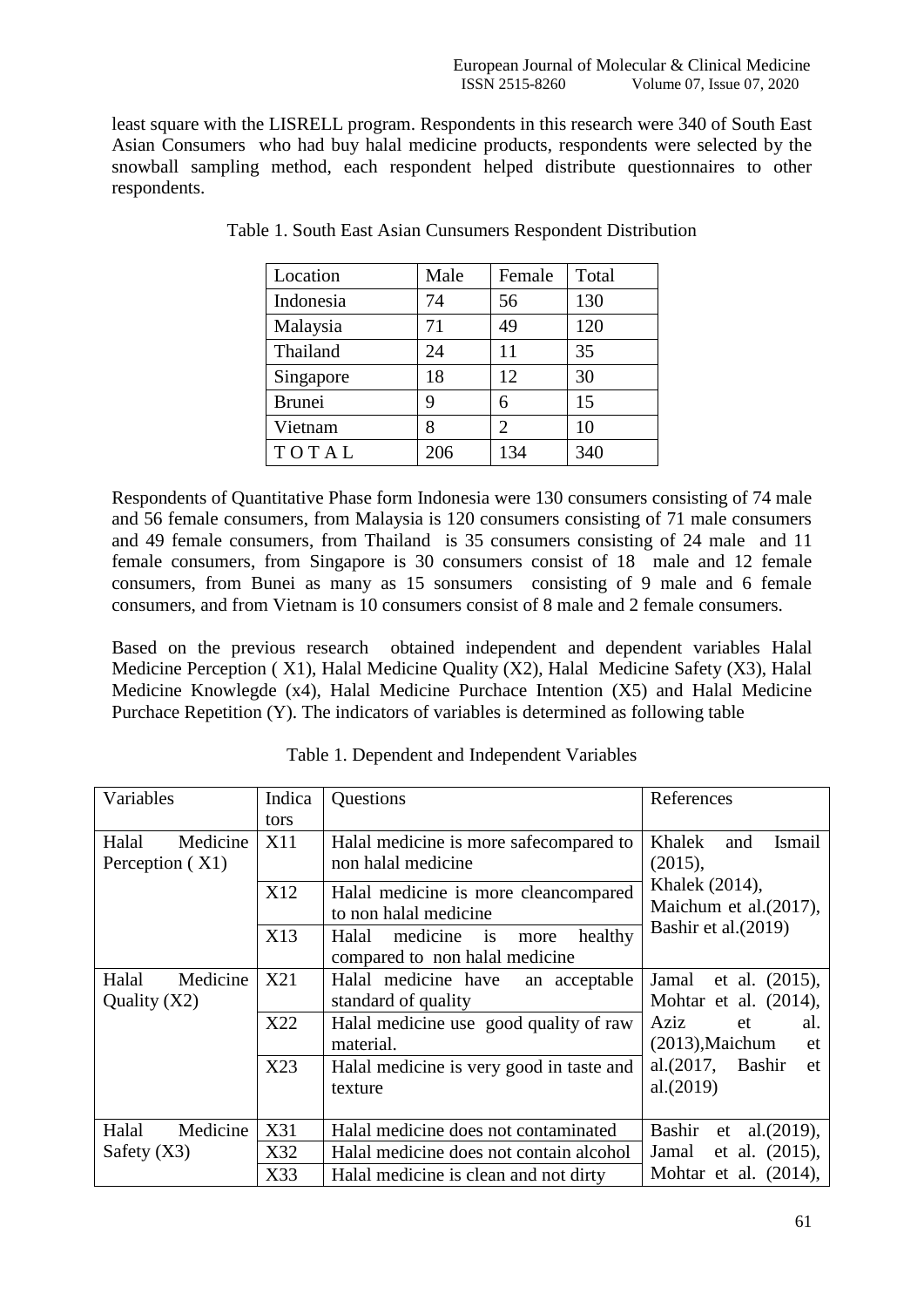least square with the LISRELL program. Respondents in this research were 340 of South East Asian Consumers who had buy halal medicine products, respondents were selected by the snowball sampling method, each respondent helped distribute questionnaires to other respondents.

Table 1. South East Asian Cunsumers Respondent Distribution

| Location | Male | Female | Total |
|---|---|---|---|
| Indonesia | 74 | 56 | 130 |
| Malaysia | 71 | 49 | 120 |
| Thailand | 24 | 11 | 35 |
| Singapore | 18 | 12 | 30 |
| Brunei | 9 | 6 | 15 |
| Vietnam | 8 | 2 | 10 |
| T O T A L | 206 | 134 | 340 |

Respondents of Quantitative Phase form Indonesia were 130 consumers consisting of 74 male and 56 female consumers, from Malaysia is 120 consumers consisting of 71 male consumers and 49 female consumers, from Thailand is 35 consumers consisting of 24 male and 11 female consumers, from Singapore is 30 consumers consist of 18 male and 12 female consumers, from Bunei as many as 15 sonsumers consisting of 9 male and 6 female consumers, and from Vietnam is 10 consumers consist of 8 male and 2 female consumers.

Based on the previous research obtained independent and dependent variables Halal Medicine Perception ( X1), Halal Medicine Quality (X2), Halal Medicine Safety (X3), Halal Medicine Knowlegde (x4), Halal Medicine Purchace Intention (X5) and Halal Medicine Purchace Repetition (Y). The indicators of variables is determined as following table

Table 1. Dependent and Independent Variables

| Variables | Indicators | Questions | References |
|---|---|---|---|
| Halal Medicine Perception ( X1) | X11 | Halal medicine is more safecompared to non halal medicine | Khalek and Ismail (2015), Khalek (2014), Maichum et al.(2017), Bashir et al.(2019) |
| | X12 | Halal medicine is more cleancompared to non halal medicine | |
| | X13 | Halal medicine is more healthy compared to non halal medicine | |
| Halal Medicine Quality (X2) | X21 | Halal medicine have an acceptable standard of quality | Jamal et al. (2015), Mohtar et al. (2014), Aziz et al. (2013),Maichum et al.(2017, Bashir et al.(2019) |
| | X22 | Halal medicine use good quality of raw material. | |
| | X23 | Halal medicine is very good in taste and texture | |
| Halal Medicine Safety (X3) | X31 | Halal medicine does not contaminated | Bashir et al.(2019), Jamal et al. (2015), Mohtar et al. (2014), |
| | X32 | Halal medicine does not contain alcohol | |
| | X33 | Halal medicine is clean and not dirty | |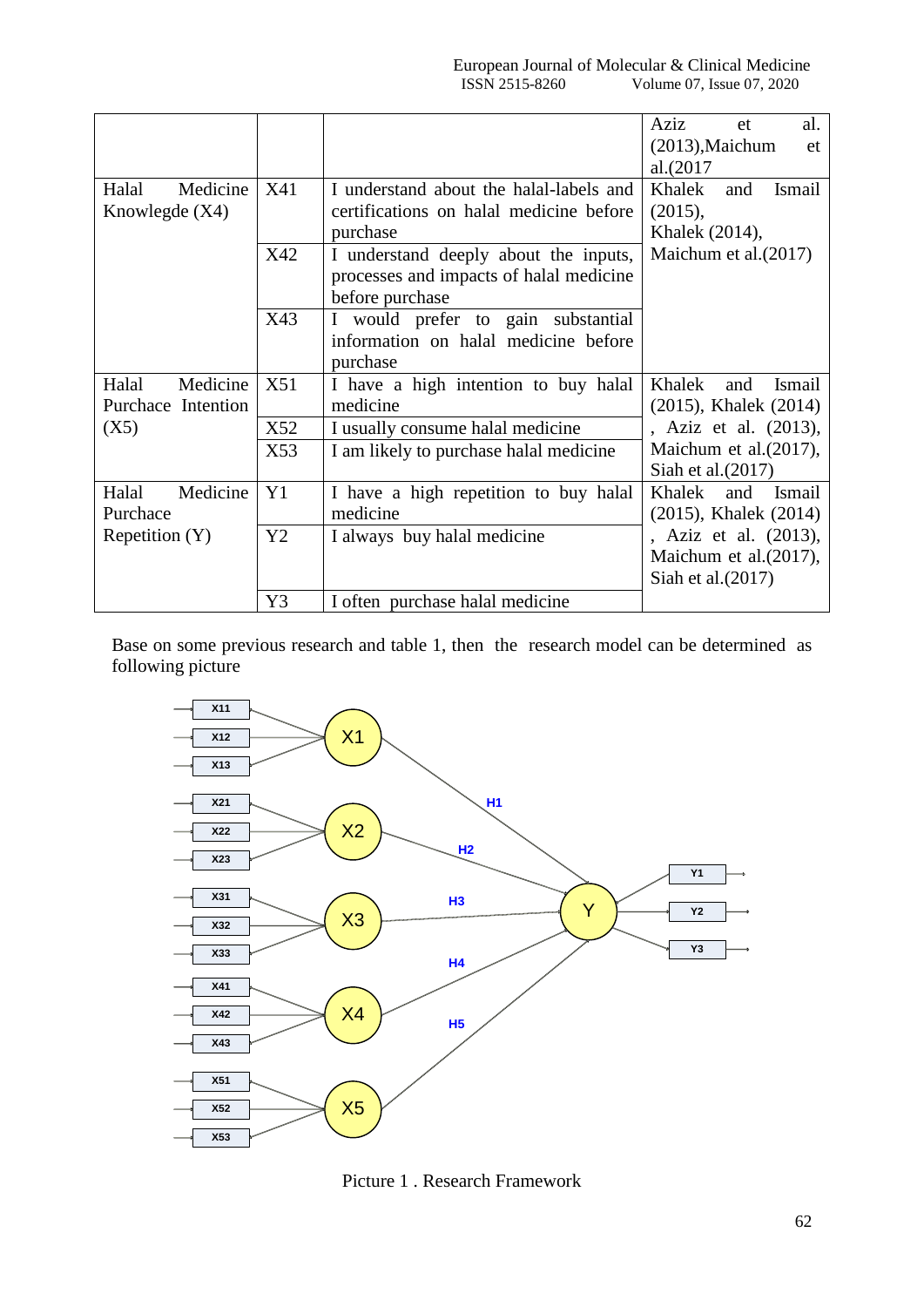| | | | Aziz et al. (2013),Maichum et al.(2017 |
|---|---|---|---|
| Halal Medicine Knowlegde (X4) | X41 | I understand about the halal-labels and certifications on halal medicine before purchase | Khalek and Ismail (2015), Khalek (2014), Maichum et al.(2017) |
| | X42 | I understand deeply about the inputs, processes and impacts of halal medicine before purchase | |
| | X43 | I would prefer to gain substantial information on halal medicine before purchase | |
| Halal Medicine Purchace Intention (X5) | X51 | I have a high intention to buy halal medicine | Khalek and Ismail (2015), Khalek (2014) , Aziz et al. (2013), Maichum et al.(2017), Siah et al.(2017) |
| | X52 | I usually consume halal medicine | |
| | X53 | I am likely to purchase halal medicine | |
| Halal Medicine Purchace Repetition (Y) | Y1 | I have a high repetition to buy halal medicine | Khalek and Ismail (2015), Khalek (2014) , Aziz et al. (2013), Maichum et al.(2017), Siah et al.(2017) |
| | Y2 | I always buy halal medicine | |
| | Y3 | I often purchase halal medicine | |

Base on some previous research and table 1, then the research model can be determined as following picture

Picture 1 . Research Framework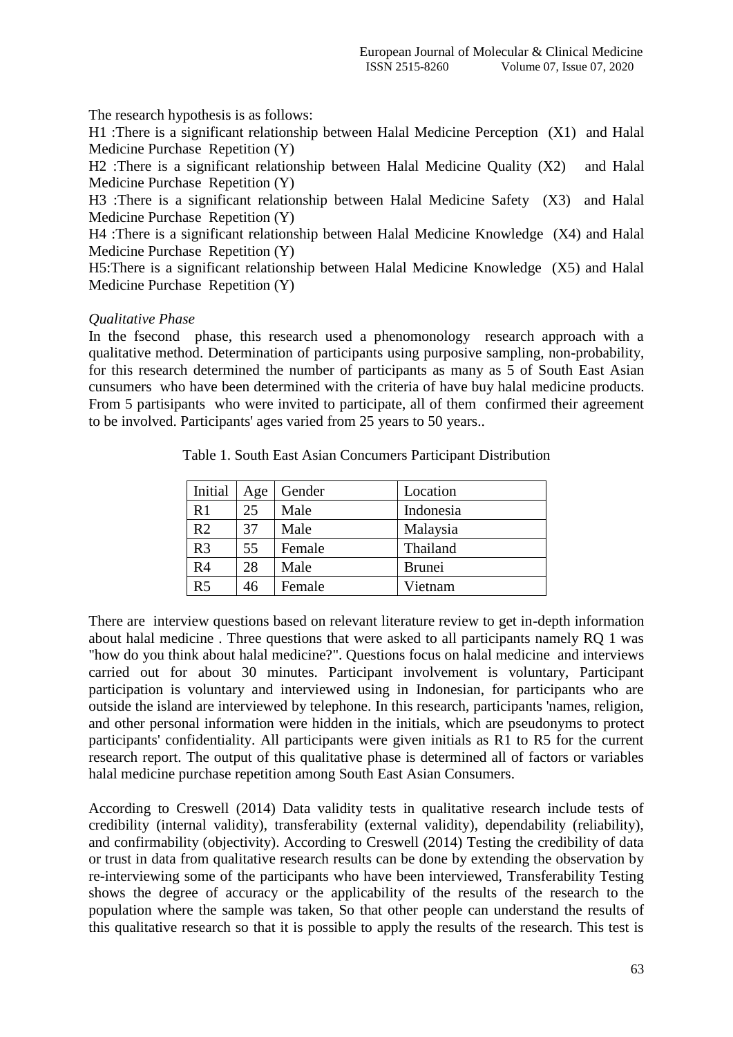The research hypothesis is as follows:

H1 :There is a significant relationship between Halal Medicine Perception (X1) and Halal Medicine Purchase Repetition (Y)

H2 :There is a significant relationship between Halal Medicine Quality (X2) and Halal Medicine Purchase Repetition (Y)

H3 :There is a significant relationship between Halal Medicine Safety (X3) and Halal Medicine Purchase Repetition (Y)

H4 :There is a significant relationship between Halal Medicine Knowledge (X4) and Halal Medicine Purchase Repetition (Y)

H5:There is a significant relationship between Halal Medicine Knowledge (X5) and Halal Medicine Purchase Repetition (Y)

*Qualitative Phase*

In the fsecond phase, this research used a phenomonology research approach with a qualitative method. Determination of participants using purposive sampling, non-probability, for this research determined the number of participants as many as 5 of South East Asian cunsumers who have been determined with the criteria of have buy halal medicine products. From 5 partisipants who were invited to participate, all of them confirmed their agreement to be involved. Participants' ages varied from 25 years to 50 years..

Table 1. South East Asian Concumers Participant Distribution

| Initial | Age | Gender | Location |
|---|---|---|---|
| R1 | 25 | Male | Indonesia |
| R2 | 37 | Male | Malaysia |
| R3 | 55 | Female | Thailand |
| R4 | 28 | Male | Brunei |
| R5 | 46 | Female | Vietnam |

There are interview questions based on relevant literature review to get in-depth information about halal medicine . Three questions that were asked to all participants namely RQ 1 was "how do you think about halal medicine?". Questions focus on halal medicine and interviews carried out for about 30 minutes. Participant involvement is voluntary, Participant participation is voluntary and interviewed using in Indonesian, for participants who are outside the island are interviewed by telephone. In this research, participants 'names, religion, and other personal information were hidden in the initials, which are pseudonyms to protect participants' confidentiality. All participants were given initials as R1 to R5 for the current research report. The output of this qualitative phase is determined all of factors or variables halal medicine purchase repetition among South East Asian Consumers.

According to Creswell (2014) Data validity tests in qualitative research include tests of credibility (internal validity), transferability (external validity), dependability (reliability), and confirmability (objectivity). According to Creswell (2014) Testing the credibility of data or trust in data from qualitative research results can be done by extending the observation by re-interviewing some of the participants who have been interviewed, Transferability Testing shows the degree of accuracy or the applicability of the results of the research to the population where the sample was taken, So that other people can understand the results of this qualitative research so that it is possible to apply the results of the research. This test is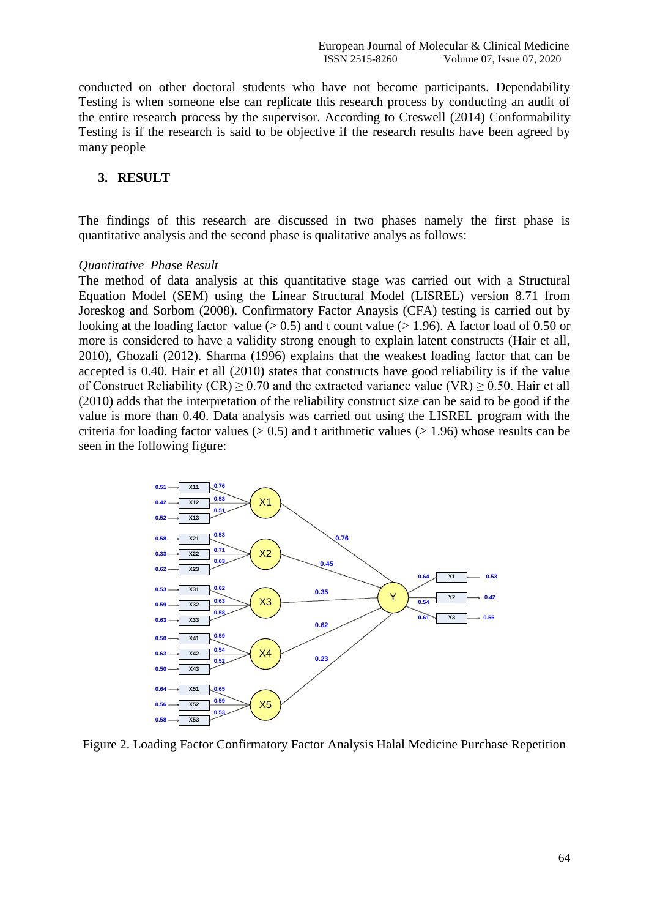conducted on other doctoral students who have not become participants. Dependability Testing is when someone else can replicate this research process by conducting an audit of the entire research process by the supervisor. According to Creswell (2014) Conformability Testing is if the research is said to be objective if the research results have been agreed by many people

## 3. RESULT

The findings of this research are discussed in two phases namely the first phase is quantitative analysis and the second phase is qualitative analys as follows:

*Quantitative Phase Result*

The method of data analysis at this quantitative stage was carried out with a Structural Equation Model (SEM) using the Linear Structural Model (LISREL) version 8.71 from Joreskog and Sorbom (2008). Confirmatory Factor Anaysis (CFA) testing is carried out by looking at the loading factor value (> 0.5) and t count value (> 1.96). A factor load of 0.50 or more is considered to have a validity strong enough to explain latent constructs (Hair et all, 2010), Ghozali (2012). Sharma (1996) explains that the weakest loading factor that can be accepted is 0.40. Hair et all (2010) states that constructs have good reliability is if the value of Construct Reliability (CR) ≥ 0.70 and the extracted variance value (VR) ≥ 0.50. Hair et all (2010) adds that the interpretation of the reliability construct size can be said to be good if the value is more than 0.40. Data analysis was carried out using the LISREL program with the criteria for loading factor values (> 0.5) and t arithmetic values (> 1.96) whose results can be seen in the following figure:

Figure 2. Loading Factor Confirmatory Factor Analysis Halal Medicine Purchase Repetition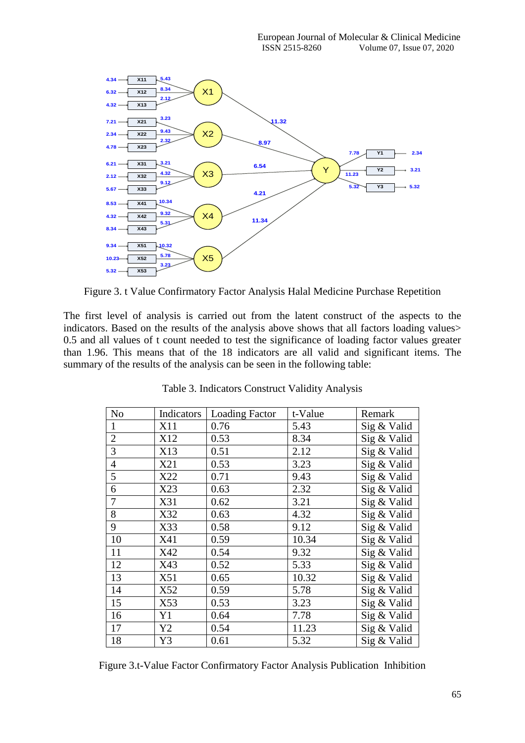Figure 3. t Value Confirmatory Factor Analysis Halal Medicine Purchase Repetition

The first level of analysis is carried out from the latent construct of the aspects to the indicators. Based on the results of the analysis above shows that all factors loading values> 0.5 and all values of t count needed to test the significance of loading factor values greater than 1.96. This means that of the 18 indicators are all valid and significant items. The summary of the results of the analysis can be seen in the following table:

Table 3. Indicators Construct Validity Analysis

| No | Indicators | Loading Factor | t-Value | Remark |
|---|---|---|---|---|
| 1 | X11 | 0.76 | 5.43 | Sig & Valid |
| 2 | X12 | 0.53 | 8.34 | Sig & Valid |
| 3 | X13 | 0.51 | 2.12 | Sig & Valid |
| 4 | X21 | 0.53 | 3.23 | Sig & Valid |
| 5 | X22 | 0.71 | 9.43 | Sig & Valid |
| 6 | X23 | 0.63 | 2.32 | Sig & Valid |
| 7 | X31 | 0.62 | 3.21 | Sig & Valid |
| 8 | X32 | 0.63 | 4.32 | Sig & Valid |
| 9 | X33 | 0.58 | 9.12 | Sig & Valid |
| 10 | X41 | 0.59 | 10.34 | Sig & Valid |
| 11 | X42 | 0.54 | 9.32 | Sig & Valid |
| 12 | X43 | 0.52 | 5.33 | Sig & Valid |
| 13 | X51 | 0.65 | 10.32 | Sig & Valid |
| 14 | X52 | 0.59 | 5.78 | Sig & Valid |
| 15 | X53 | 0.53 | 3.23 | Sig & Valid |
| 16 | Y1 | 0.64 | 7.78 | Sig & Valid |
| 17 | Y2 | 0.54 | 11.23 | Sig & Valid |
| 18 | Y3 | 0.61 | 5.32 | Sig & Valid |

Figure 3.t-Value Factor Confirmatory Factor Analysis Publication Inhibition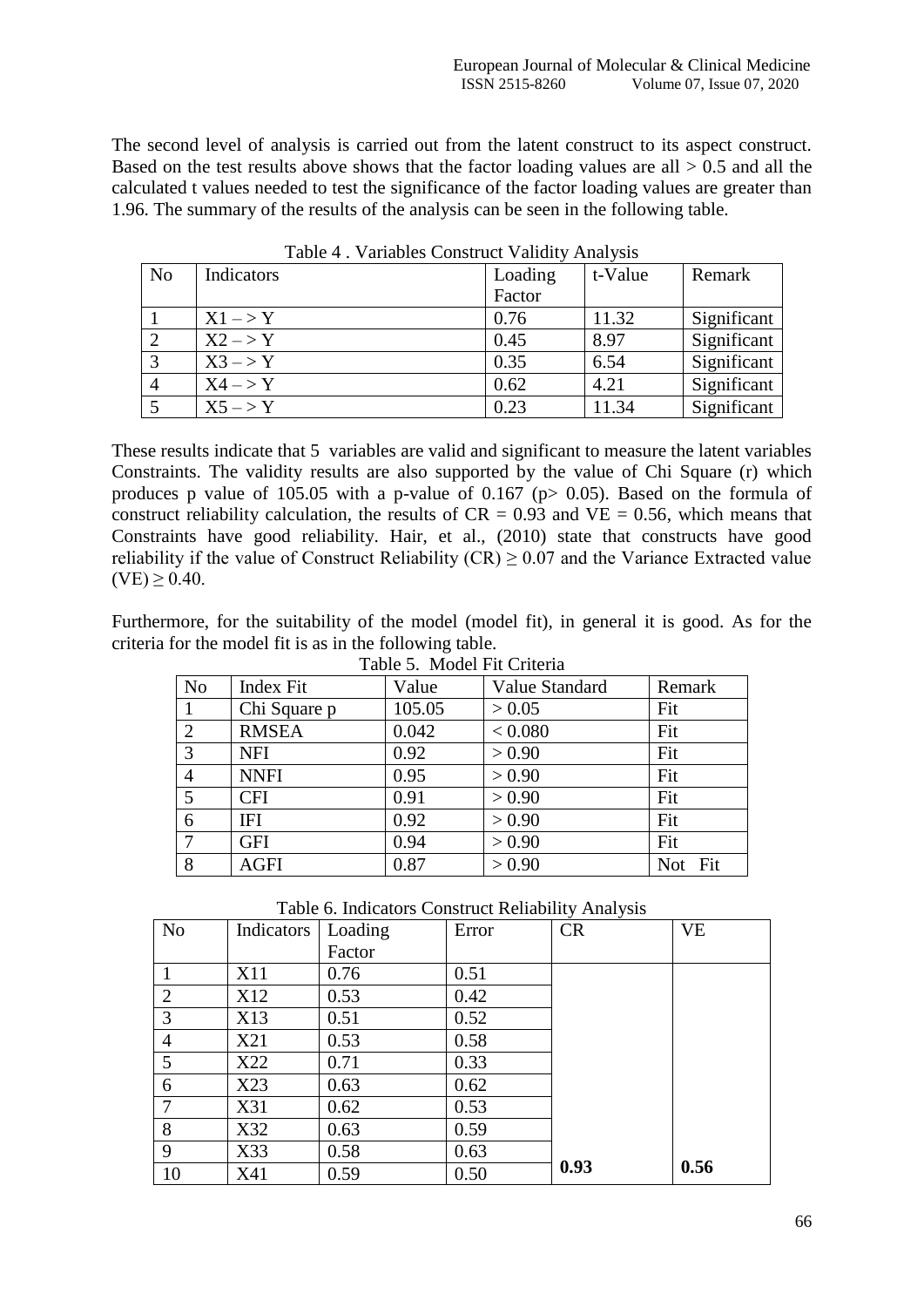The second level of analysis is carried out from the latent construct to its aspect construct. Based on the test results above shows that the factor loading values are all > 0.5 and all the calculated t values needed to test the significance of the factor loading values are greater than 1.96. The summary of the results of the analysis can be seen in the following table.

Table 4 . Variables Construct Validity Analysis

| No | Indicators | Loading Factor | t-Value | Remark |
|---|---|---|---|---|
| 1 | X1 – > Y | 0.76 | 11.32 | Significant |
| 2 | X2 – > Y | 0.45 | 8.97 | Significant |
| 3 | X3 – > Y | 0.35 | 6.54 | Significant |
| 4 | X4 – > Y | 0.62 | 4.21 | Significant |
| 5 | X5 – > Y | 0.23 | 11.34 | Significant |

These results indicate that 5 variables are valid and significant to measure the latent variables Constraints. The validity results are also supported by the value of Chi Square (r) which produces p value of 105.05 with a p-value of 0.167 (p> 0.05). Based on the formula of construct reliability calculation, the results of CR = 0.93 and VE = 0.56, which means that Constraints have good reliability. Hair, et al., (2010) state that constructs have good reliability if the value of Construct Reliability (CR) ≥ 0.07 and the Variance Extracted value (VE) ≥ 0.40.

Furthermore, for the suitability of the model (model fit), in general it is good. As for the criteria for the model fit is as in the following table.

Table 5. Model Fit Criteria

| No | Index Fit | Value | Value Standard | Remark |
|---|---|---|---|---|
| 1 | Chi Square p | 105.05 | > 0.05 | Fit |
| 2 | RMSEA | 0.042 | < 0.080 | Fit |
| 3 | NFI | 0.92 | > 0.90 | Fit |
| 4 | NNFI | 0.95 | > 0.90 | Fit |
| 5 | CFI | 0.91 | > 0.90 | Fit |
| 6 | IFI | 0.92 | > 0.90 | Fit |
| 7 | GFI | 0.94 | > 0.90 | Fit |
| 8 | AGFI | 0.87 | > 0.90 | Not Fit |

Table 6. Indicators Construct Reliability Analysis

| No | Indicators | Loading Factor | Error | CR | VE |
|---|---|---|---|---|---|
| 1 | X11 | 0.76 | 0.51 | | |
| 2 | X12 | 0.53 | 0.42 | | |
| 3 | X13 | 0.51 | 0.52 | | |
| 4 | X21 | 0.53 | 0.58 | | |
| 5 | X22 | 0.71 | 0.33 | | |
| 6 | X23 | 0.63 | 0.62 | | |
| 7 | X31 | 0.62 | 0.53 | | |
| 8 | X32 | 0.63 | 0.59 | | |
| 9 | X33 | 0.58 | 0.63 | | |
| 10 | X41 | 0.59 | 0.50 | **0.93** | **0.56** |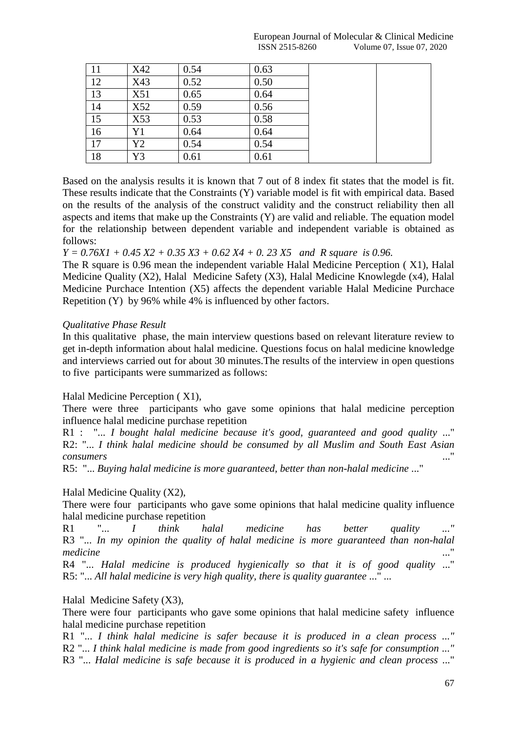| 11 | X42 | 0.54 | 0.63 | | |
|---|---|---|---|---|---|
| 12 | X43 | 0.52 | 0.50 | | |
| 13 | X51 | 0.65 | 0.64 | | |
| 14 | X52 | 0.59 | 0.56 | | |
| 15 | X53 | 0.53 | 0.58 | | |
| 16 | Y1 | 0.64 | 0.64 | | |
| 17 | Y2 | 0.54 | 0.54 | | |
| 18 | Y3 | 0.61 | 0.61 | | |

Based on the analysis results it is known that 7 out of 8 index fit states that the model is fit. These results indicate that the Constraints (Y) variable model is fit with empirical data. Based on the results of the analysis of the construct validity and the construct reliability then all aspects and items that make up the Constraints (Y) are valid and reliable. The equation model for the relationship between dependent variable and independent variable is obtained as follows:

$Y = 0.76X1 + 0.45\,X2 + 0.35\,X3 + 0.62\,X4 + 0.\,23\,X5$ *and R square is 0.96.*

The R square is 0.96 mean the independent variable Halal Medicine Perception ( X1), Halal Medicine Quality (X2), Halal Medicine Safety (X3), Halal Medicine Knowlegde (x4), Halal Medicine Purchace Intention (X5) affects the dependent variable Halal Medicine Purchace Repetition (Y) by 96% while 4% is influenced by other factors.

*Qualitative Phase Result*

In this qualitative phase, the main interview questions based on relevant literature review to get in-depth information about halal medicine. Questions focus on halal medicine knowledge and interviews carried out for about 30 minutes.The results of the interview in open questions to five participants were summarized as follows:

Halal Medicine Perception ( X1),

There were three participants who gave some opinions that halal medicine perception influence halal medicine purchase repetition

R1 : "*... I bought halal medicine because it's good, guaranteed and good quality ...*"
R2: "*... I think halal medicine should be consumed by all Muslim and South East Asian consumers ...*"
R5: "*... Buying halal medicine is more guaranteed, better than non-halal medicine ...*"

Halal Medicine Quality (X2),

There were four participants who gave some opinions that halal medicine quality influence halal medicine purchase repetition

R1 "*... I think halal medicine has better quality ...*"
R3 "*... In my opinion the quality of halal medicine is more guaranteed than non-halal medicine ...*"
R4 "*... Halal medicine is produced hygienically so that it is of good quality ...*"
R5: "*... All halal medicine is very high quality, there is quality guarantee ...*" ...

Halal Medicine Safety (X3),

There were four participants who gave some opinions that halal medicine safety influence halal medicine purchase repetition

R1 "*... I think halal medicine is safer because it is produced in a clean process ...*"
R2 "*... I think halal medicine is made from good ingredients so it's safe for consumption ...*"
R3 "*... Halal medicine is safe because it is produced in a hygienic and clean process ...*"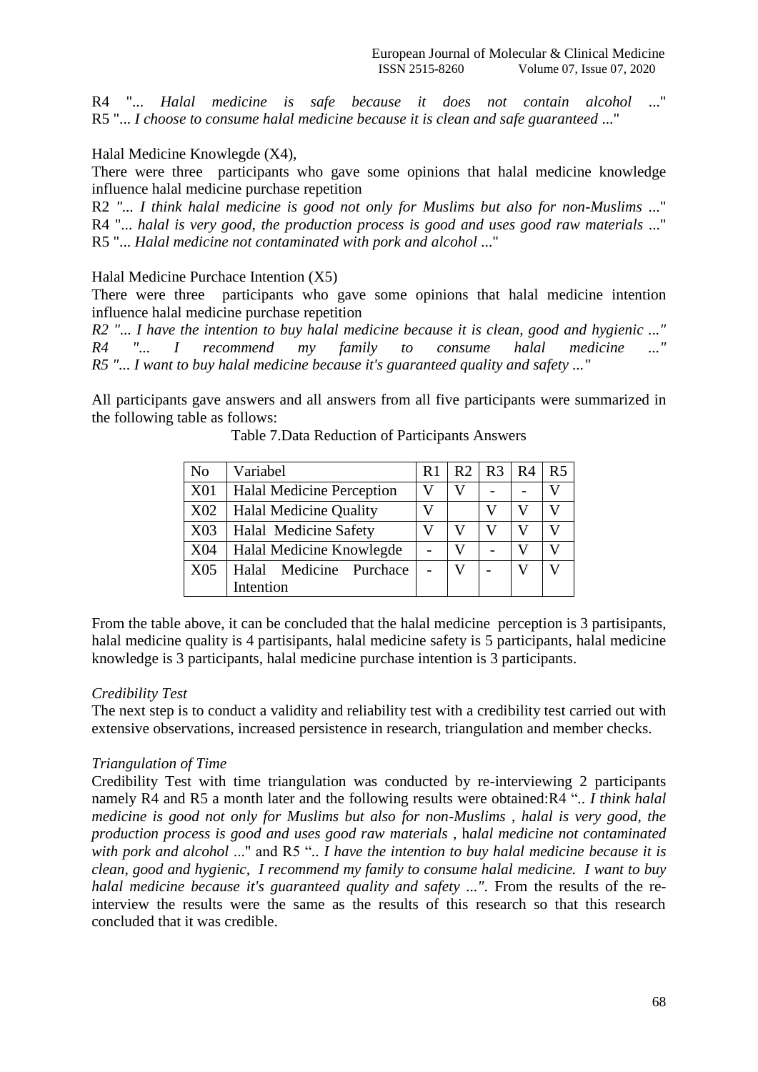R4 "*... Halal medicine is safe because it does not contain alcohol ...*"
R5 "*... I choose to consume halal medicine because it is clean and safe guaranteed ...*"

Halal Medicine Knowlegde (X4),

There were three participants who gave some opinions that halal medicine knowledge influence halal medicine purchase repetition

R2 *"... I think halal medicine is good not only for Muslims but also for non-Muslims ...*"
R4 "*... halal is very good, the production process is good and uses good raw materials ...*"
R5 "*... Halal medicine not contaminated with pork and alcohol ...*"

Halal Medicine Purchace Intention (X5)

There were three participants who gave some opinions that halal medicine intention influence halal medicine purchase repetition

*R2 "... I have the intention to buy halal medicine because it is clean, good and hygienic ..."*
*R4 "... I recommend my family to consume halal medicine ..."*
*R5 "... I want to buy halal medicine because it's guaranteed quality and safety ..."*

All participants gave answers and all answers from all five participants were summarized in the following table as follows:

Table 7.Data Reduction of Participants Answers

| No | Variabel | R1 | R2 | R3 | R4 | R5 |
|---|---|---|---|---|---|---|
| X01 | Halal Medicine Perception | V | V | - | - | V |
| X02 | Halal Medicine Quality | V | | V | V | V |
| X03 | Halal Medicine Safety | V | V | V | V | V |
| X04 | Halal Medicine Knowlegde | - | V | - | V | V |
| X05 | Halal Medicine Purchace Intention | - | V | - | V | V |

From the table above, it can be concluded that the halal medicine perception is 3 partisipants, halal medicine quality is 4 partisipants, halal medicine safety is 5 participants, halal medicine knowledge is 3 participants, halal medicine purchase intention is 3 participants.

*Credibility Test*

The next step is to conduct a validity and reliability test with a credibility test carried out with extensive observations, increased persistence in research, triangulation and member checks.

*Triangulation of Time*

Credibility Test with time triangulation was conducted by re-interviewing 2 participants namely R4 and R5 a month later and the following results were obtained:R4 "*.. I think halal medicine is good not only for Muslims but also for non-Muslims , halal is very good, the production process is good and uses good raw materials* , h*alal medicine not contaminated with pork and alcohol ...*" and R5 "*.. I have the intention to buy halal medicine because it is clean, good and hygienic, I recommend my family to consume halal medicine. I want to buy halal medicine because it's guaranteed quality and safety ...".* From the results of the re-interview the results were the same as the results of this research so that this research concluded that it was credible.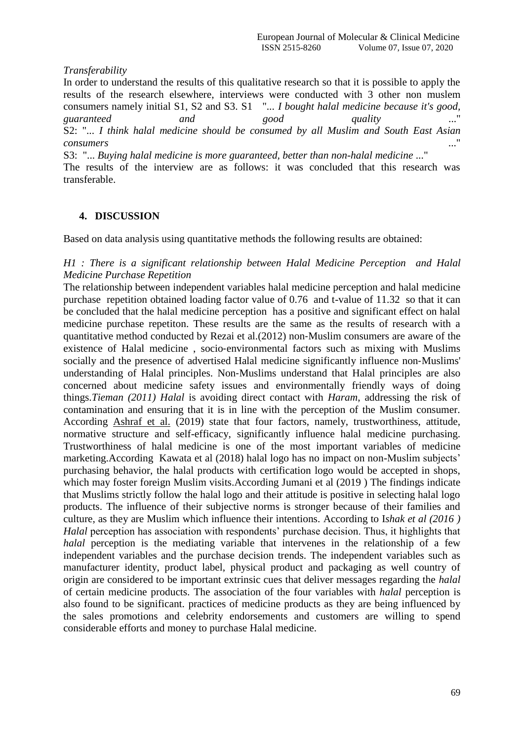*Transferability*

In order to understand the results of this qualitative research so that it is possible to apply the results of the research elsewhere, interviews were conducted with 3 other non muslem consumers namely initial S1, S2 and S3. S1 "*... I bought halal medicine because it's good, guaranteed and good quality ...*"

S2: "*... I think halal medicine should be consumed by all Muslim and South East Asian consumers ...*"

S3: "*... Buying halal medicine is more guaranteed, better than non-halal medicine ...*"

The results of the interview are as follows: it was concluded that this research was transferable.

## 4. DISCUSSION

Based on data analysis using quantitative methods the following results are obtained:

*H1 : There is a significant relationship between Halal Medicine Perception and Halal Medicine Purchase Repetition*

The relationship between independent variables halal medicine perception and halal medicine purchase repetition obtained loading factor value of 0.76 and t-value of 11.32 so that it can be concluded that the halal medicine perception has a positive and significant effect on halal medicine purchase repetiton. These results are the same as the results of research with a quantitative method conducted by Rezai et al.(2012) non-Muslim consumers are aware of the existence of Halal medicine , socio-environmental factors such as mixing with Muslims socially and the presence of advertised Halal medicine significantly influence non-Muslims' understanding of Halal principles. Non-Muslims understand that Halal principles are also concerned about medicine safety issues and environmentally friendly ways of doing things.*Tieman (2011) Halal* is avoiding direct contact with *Haram*, addressing the risk of contamination and ensuring that it is in line with the perception of the Muslim consumer. According Ashraf et al. (2019) state that four factors, namely, trustworthiness, attitude, normative structure and self-efficacy, significantly influence halal medicine purchasing. Trustworthiness of halal medicine is one of the most important variables of medicine marketing.According Kawata et al (2018) halal logo has no impact on non-Muslim subjects' purchasing behavior, the halal products with certification logo would be accepted in shops, which may foster foreign Muslim visits.According Jumani et al (2019 ) The findings indicate that Muslims strictly follow the halal logo and their attitude is positive in selecting halal logo products. The influence of their subjective norms is stronger because of their families and culture, as they are Muslim which influence their intentions. According to I*shak et al (2016 ) Halal* perception has association with respondents' purchase decision. Thus, it highlights that *halal* perception is the mediating variable that intervenes in the relationship of a few independent variables and the purchase decision trends. The independent variables such as manufacturer identity, product label, physical product and packaging as well country of origin are considered to be important extrinsic cues that deliver messages regarding the *halal* of certain medicine products. The association of the four variables with *halal* perception is also found to be significant. practices of medicine products as they are being influenced by the sales promotions and celebrity endorsements and customers are willing to spend considerable efforts and money to purchase Halal medicine.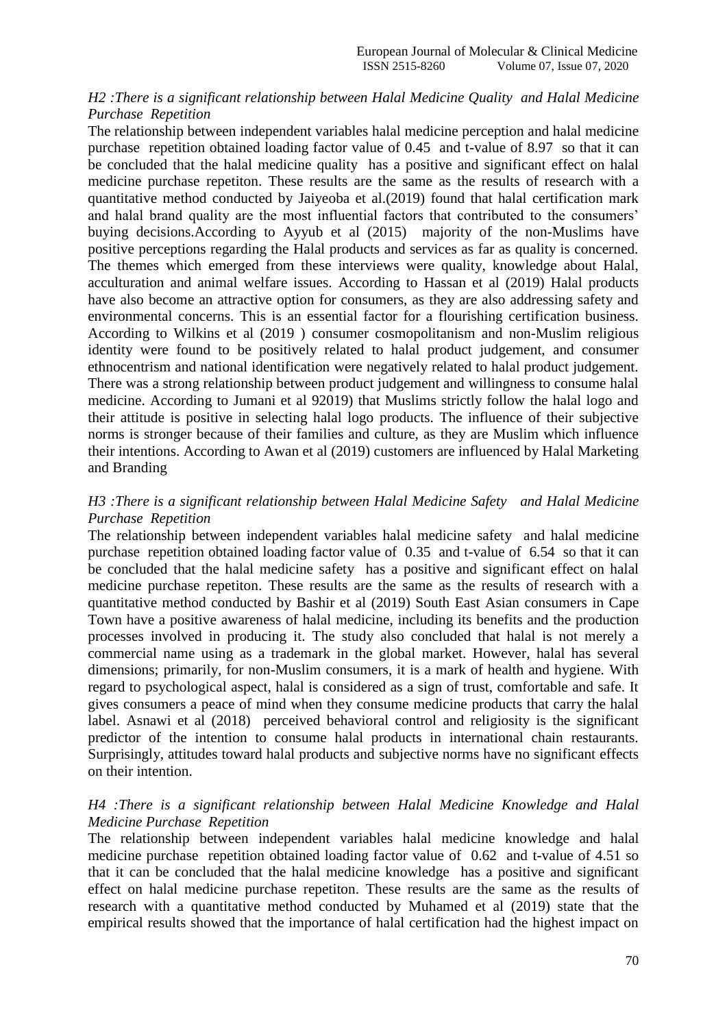*H2 :There is a significant relationship between Halal Medicine Quality and Halal Medicine Purchase Repetition*

The relationship between independent variables halal medicine perception and halal medicine purchase repetition obtained loading factor value of 0.45 and t-value of 8.97 so that it can be concluded that the halal medicine quality has a positive and significant effect on halal medicine purchase repetiton. These results are the same as the results of research with a quantitative method conducted by Jaiyeoba et al.(2019) found that halal certification mark and halal brand quality are the most influential factors that contributed to the consumers' buying decisions.According to Ayyub et al (2015) majority of the non-Muslims have positive perceptions regarding the Halal products and services as far as quality is concerned. The themes which emerged from these interviews were quality, knowledge about Halal, acculturation and animal welfare issues. According to Hassan et al (2019) Halal products have also become an attractive option for consumers, as they are also addressing safety and environmental concerns. This is an essential factor for a flourishing certification business. According to Wilkins et al (2019 ) consumer cosmopolitanism and non-Muslim religious identity were found to be positively related to halal product judgement, and consumer ethnocentrism and national identification were negatively related to halal product judgement. There was a strong relationship between product judgement and willingness to consume halal medicine. According to Jumani et al 92019) that Muslims strictly follow the halal logo and their attitude is positive in selecting halal logo products. The influence of their subjective norms is stronger because of their families and culture, as they are Muslim which influence their intentions. According to Awan et al (2019) customers are influenced by Halal Marketing and Branding

*H3 :There is a significant relationship between Halal Medicine Safety and Halal Medicine Purchase Repetition*

The relationship between independent variables halal medicine safety and halal medicine purchase repetition obtained loading factor value of 0.35 and t-value of 6.54 so that it can be concluded that the halal medicine safety has a positive and significant effect on halal medicine purchase repetiton. These results are the same as the results of research with a quantitative method conducted by Bashir et al (2019) South East Asian consumers in Cape Town have a positive awareness of halal medicine, including its benefits and the production processes involved in producing it. The study also concluded that halal is not merely a commercial name using as a trademark in the global market. However, halal has several dimensions; primarily, for non-Muslim consumers, it is a mark of health and hygiene. With regard to psychological aspect, halal is considered as a sign of trust, comfortable and safe. It gives consumers a peace of mind when they consume medicine products that carry the halal label. Asnawi et al (2018) perceived behavioral control and religiosity is the significant predictor of the intention to consume halal products in international chain restaurants. Surprisingly, attitudes toward halal products and subjective norms have no significant effects on their intention.

*H4 :There is a significant relationship between Halal Medicine Knowledge and Halal Medicine Purchase Repetition*

The relationship between independent variables halal medicine knowledge and halal medicine purchase repetition obtained loading factor value of 0.62 and t-value of 4.51 so that it can be concluded that the halal medicine knowledge has a positive and significant effect on halal medicine purchase repetiton. These results are the same as the results of research with a quantitative method conducted by Muhamed et al (2019) state that the empirical results showed that the importance of halal certification had the highest impact on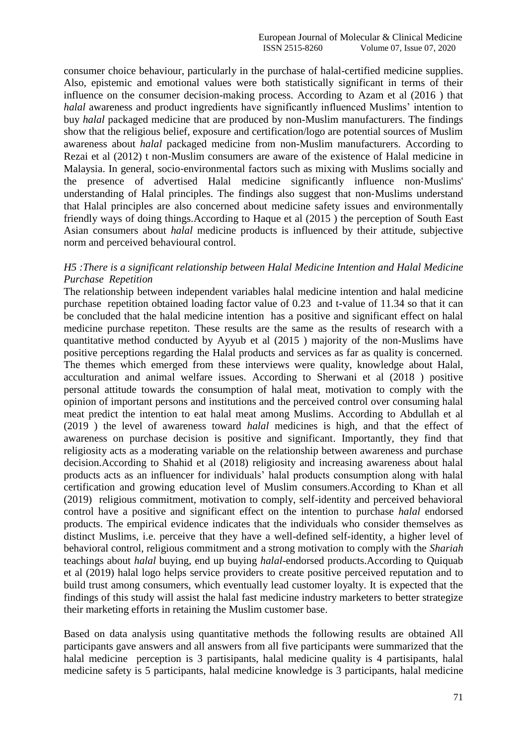consumer choice behaviour, particularly in the purchase of halal-certified medicine supplies. Also, epistemic and emotional values were both statistically significant in terms of their influence on the consumer decision-making process. According to Azam et al (2016 ) that *halal* awareness and product ingredients have significantly influenced Muslims' intention to buy *halal* packaged medicine that are produced by non-Muslim manufacturers. The findings show that the religious belief, exposure and certification/logo are potential sources of Muslim awareness about *halal* packaged medicine from non-Muslim manufacturers. According to Rezai et al (2012) t non-Muslim consumers are aware of the existence of Halal medicine in Malaysia. In general, socio-environmental factors such as mixing with Muslims socially and the presence of advertised Halal medicine significantly influence non-Muslims' understanding of Halal principles. The findings also suggest that non-Muslims understand that Halal principles are also concerned about medicine safety issues and environmentally friendly ways of doing things.According to Haque et al (2015 ) the perception of South East Asian consumers about *halal* medicine products is influenced by their attitude, subjective norm and perceived behavioural control.

*H5 :There is a significant relationship between Halal Medicine Intention and Halal Medicine Purchase Repetition*

The relationship between independent variables halal medicine intention and halal medicine purchase repetition obtained loading factor value of 0.23 and t-value of 11.34 so that it can be concluded that the halal medicine intention has a positive and significant effect on halal medicine purchase repetiton. These results are the same as the results of research with a quantitative method conducted by Ayyub et al (2015 ) majority of the non-Muslims have positive perceptions regarding the Halal products and services as far as quality is concerned. The themes which emerged from these interviews were quality, knowledge about Halal, acculturation and animal welfare issues. According to Sherwani et al (2018 ) positive personal attitude towards the consumption of halal meat, motivation to comply with the opinion of important persons and institutions and the perceived control over consuming halal meat predict the intention to eat halal meat among Muslims. According to Abdullah et al (2019 ) the level of awareness toward *halal* medicines is high, and that the effect of awareness on purchase decision is positive and significant. Importantly, they find that religiosity acts as a moderating variable on the relationship between awareness and purchase decision.According to Shahid et al (2018) religiosity and increasing awareness about halal products acts as an influencer for individuals' halal products consumption along with halal certification and growing education level of Muslim consumers.According to Khan et all (2019) religious commitment, motivation to comply, self-identity and perceived behavioral control have a positive and significant effect on the intention to purchase *halal* endorsed products. The empirical evidence indicates that the individuals who consider themselves as distinct Muslims, i.e. perceive that they have a well-defined self-identity, a higher level of behavioral control, religious commitment and a strong motivation to comply with the *Shariah* teachings about *halal* buying, end up buying *halal*-endorsed products.According to Quiquab et al (2019) halal logo helps service providers to create positive perceived reputation and to build trust among consumers, which eventually lead customer loyalty. It is expected that the findings of this study will assist the halal fast medicine industry marketers to better strategize their marketing efforts in retaining the Muslim customer base.

Based on data analysis using quantitative methods the following results are obtained All participants gave answers and all answers from all five participants were summarized that the halal medicine perception is 3 partisipants, halal medicine quality is 4 partisipants, halal medicine safety is 5 participants, halal medicine knowledge is 3 participants, halal medicine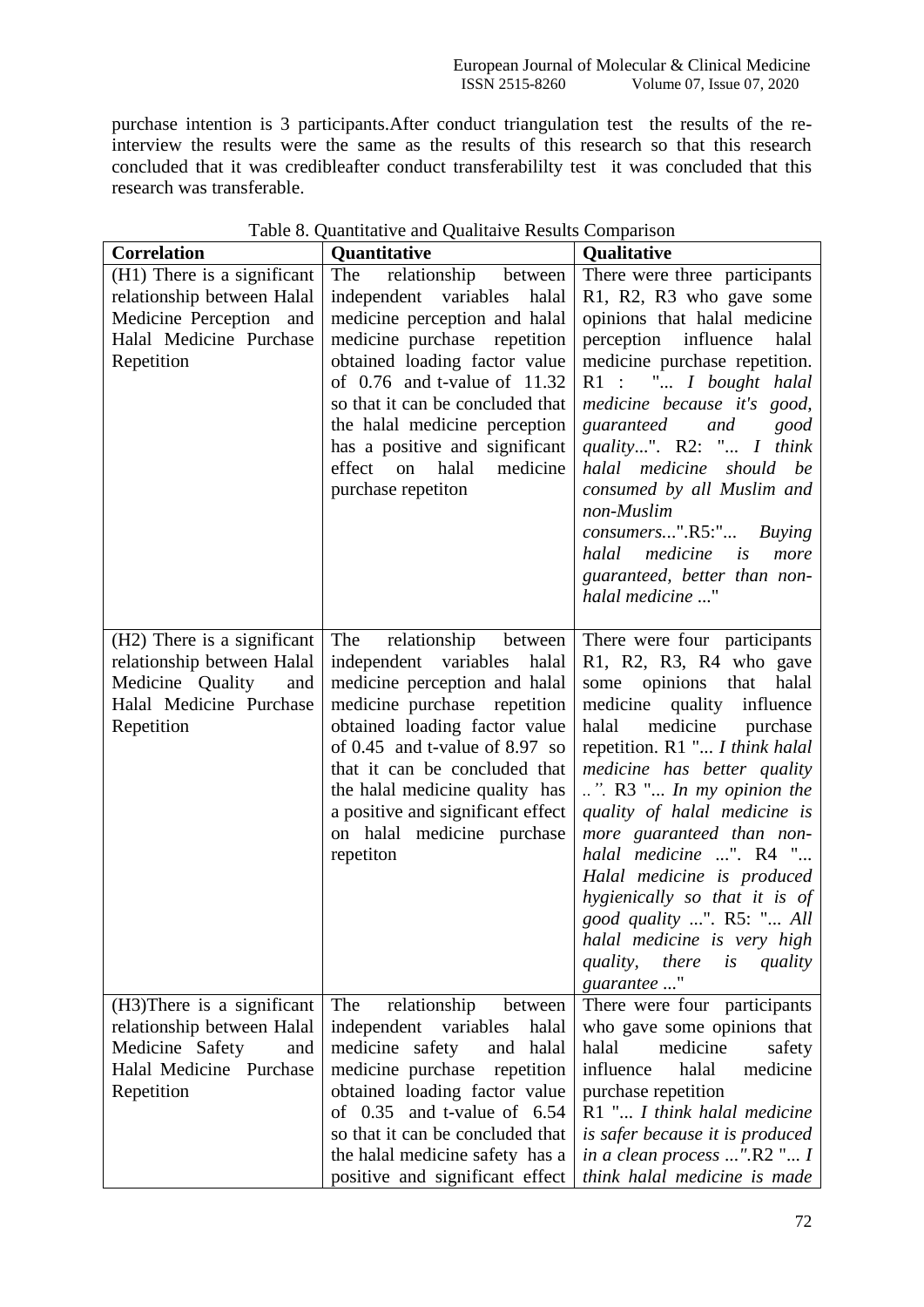purchase intention is 3 participants.After conduct triangulation test the results of the re-interview the results were the same as the results of this research so that this research concluded that it was credibleafter conduct transferabililty test it was concluded that this research was transferable.

Table 8. Quantitative and Qualitaive Results Comparison

| Correlation | Quantitative | Qualitative |
|---|---|---|
| (H1) There is a significant relationship between Halal Medicine Perception and Halal Medicine Purchase Repetition | The relationship between independent variables halal medicine perception and halal medicine purchase repetition obtained loading factor value of 0.76 and t-value of 11.32 so that it can be concluded that the halal medicine perception has a positive and significant effect on halal medicine purchase repetiton | There were three participants R1, R2, R3 who gave some opinions that halal medicine perception influence halal medicine purchase repetition. R1 : "... *I bought halal medicine because it's good, guaranteed and good quality*...". R2: "... *I think halal medicine should be consumed by all Muslim and non-Muslim consumers*...".R5:"... *Buying halal medicine is more guaranteed, better than non-halal medicine* ..." |
| (H2) There is a significant relationship between Halal Medicine Quality and Halal Medicine Purchase Repetition | The relationship between independent variables halal medicine perception and halal medicine purchase repetition obtained loading factor value of 0.45 and t-value of 8.97 so that it can be concluded that the halal medicine quality has a positive and significant effect on halal medicine purchase repetiton | There were four participants R1, R2, R3, R4 who gave some opinions that halal medicine quality influence halal medicine purchase repetition. R1 "... *I think halal medicine has better quality ..".* R3 "... *In my opinion the quality of halal medicine is more guaranteed than non-halal medicine* ...". R4 "... *Halal medicine is produced hygienically so that it is of good quality* ...". R5: "... *All halal medicine is very high quality, there is quality guarantee* ..." |
| (H3)There is a significant relationship between Halal Medicine Safety and Halal Medicine Purchase Repetition | The relationship between independent variables halal medicine safety and halal medicine purchase repetition obtained loading factor value of 0.35 and t-value of 6.54 so that it can be concluded that the halal medicine safety has a positive and significant effect | There were four participants who gave some opinions that halal medicine safety influence halal medicine purchase repetition R1 "... *I think halal medicine is safer because it is produced in a clean process ...".*R2 "... *I think halal medicine is made* |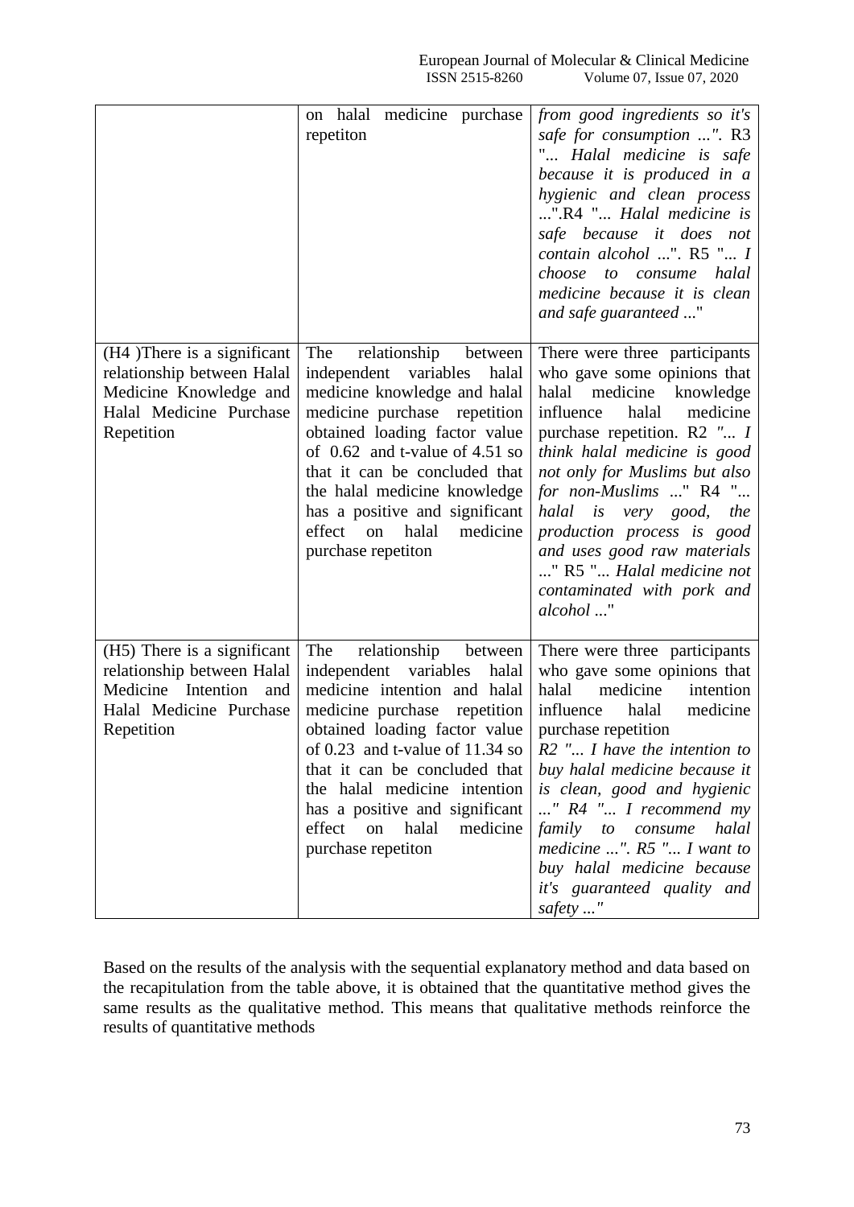|  | on halal medicine purchase repetiton | *from good ingredients so it's safe for consumption ...".* R3 "... *Halal medicine is safe because it is produced in a hygienic and clean process ...*".R4 "... *Halal medicine is safe because it does not contain alcohol ...*". R5 "... *I choose to consume halal medicine because it is clean and safe guaranteed ...*" |
|---|---|---|
| (H4 )There is a significant relationship between Halal Medicine Knowledge and Halal Medicine Purchase Repetition | The relationship between independent variables halal medicine knowledge and halal medicine purchase repetition obtained loading factor value of 0.62 and t-value of 4.51 so that it can be concluded that the halal medicine knowledge has a positive and significant effect on halal medicine purchase repetiton | There were three participants who gave some opinions that halal medicine knowledge influence halal medicine purchase repetition. R2 *"... I think halal medicine is good not only for Muslims but also for non-Muslims ...*" R4 "... *halal is very good, the production process is good and uses good raw materials ...*" R5 "... *Halal medicine not contaminated with pork and alcohol ...*" |
| (H5) There is a significant relationship between Halal Medicine Intention and Halal Medicine Purchase Repetition | The relationship between independent variables halal medicine intention and halal medicine purchase repetition obtained loading factor value of 0.23 and t-value of 11.34 so that it can be concluded that the halal medicine intention has a positive and significant effect on halal medicine purchase repetiton | There were three participants who gave some opinions that halal medicine intention influence halal medicine purchase repetition *R2 "... I have the intention to buy halal medicine because it is clean, good and hygienic ..." R4 "... I recommend my family to consume halal medicine ...". R5 "... I want to buy halal medicine because it's guaranteed quality and safety ..."* |

Based on the results of the analysis with the sequential explanatory method and data based on the recapitulation from the table above, it is obtained that the quantitative method gives the same results as the qualitative method. This means that qualitative methods reinforce the results of quantitative methods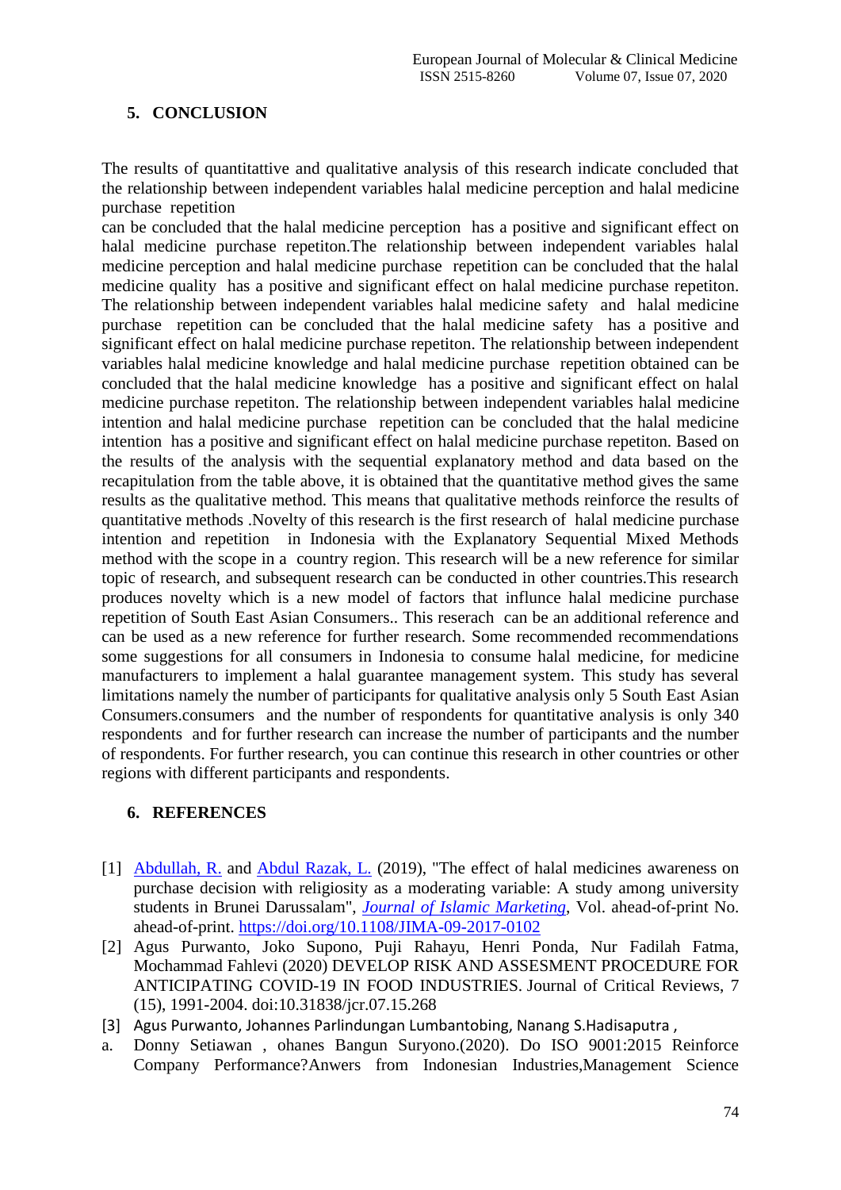## 5. CONCLUSION

The results of quantitattive and qualitative analysis of this research indicate concluded that the relationship between independent variables halal medicine perception and halal medicine purchase repetition

can be concluded that the halal medicine perception has a positive and significant effect on halal medicine purchase repetiton.The relationship between independent variables halal medicine perception and halal medicine purchase repetition can be concluded that the halal medicine quality has a positive and significant effect on halal medicine purchase repetiton. The relationship between independent variables halal medicine safety and halal medicine purchase repetition can be concluded that the halal medicine safety has a positive and significant effect on halal medicine purchase repetiton. The relationship between independent variables halal medicine knowledge and halal medicine purchase repetition obtained can be concluded that the halal medicine knowledge has a positive and significant effect on halal medicine purchase repetiton. The relationship between independent variables halal medicine intention and halal medicine purchase repetition can be concluded that the halal medicine intention has a positive and significant effect on halal medicine purchase repetiton. Based on the results of the analysis with the sequential explanatory method and data based on the recapitulation from the table above, it is obtained that the quantitative method gives the same results as the qualitative method. This means that qualitative methods reinforce the results of quantitative methods .Novelty of this research is the first research of halal medicine purchase intention and repetition in Indonesia with the Explanatory Sequential Mixed Methods method with the scope in a country region. This research will be a new reference for similar topic of research, and subsequent research can be conducted in other countries.This research produces novelty which is a new model of factors that influnce halal medicine purchase repetition of South East Asian Consumers.. This reserach can be an additional reference and can be used as a new reference for further research. Some recommended recommendations some suggestions for all consumers in Indonesia to consume halal medicine, for medicine manufacturers to implement a halal guarantee management system. This study has several limitations namely the number of participants for qualitative analysis only 5 South East Asian Consumers.consumers and the number of respondents for quantitative analysis is only 340 respondents and for further research can increase the number of participants and the number of respondents. For further research, you can continue this research in other countries or other regions with different participants and respondents.

## 6. REFERENCES

[1] Abdullah, R. and Abdul Razak, L. (2019), "The effect of halal medicines awareness on purchase decision with religiosity as a moderating variable: A study among university students in Brunei Darussalam", *Journal of Islamic Marketing*, Vol. ahead-of-print No. ahead-of-print. https://doi.org/10.1108/JIMA-09-2017-0102

[2] Agus Purwanto, Joko Supono, Puji Rahayu, Henri Ponda, Nur Fadilah Fatma, Mochammad Fahlevi (2020) DEVELOP RISK AND ASSESMENT PROCEDURE FOR ANTICIPATING COVID-19 IN FOOD INDUSTRIES. Journal of Critical Reviews, 7 (15), 1991-2004. doi:10.31838/jcr.07.15.268

[3] Agus Purwanto, Johannes Parlindungan Lumbantobing, Nanang S.Hadisaputra ,

a. Donny Setiawan , ohanes Bangun Suryono.(2020). Do ISO 9001:2015 Reinforce Company Performance?Anwers from Indonesian Industries,Management Science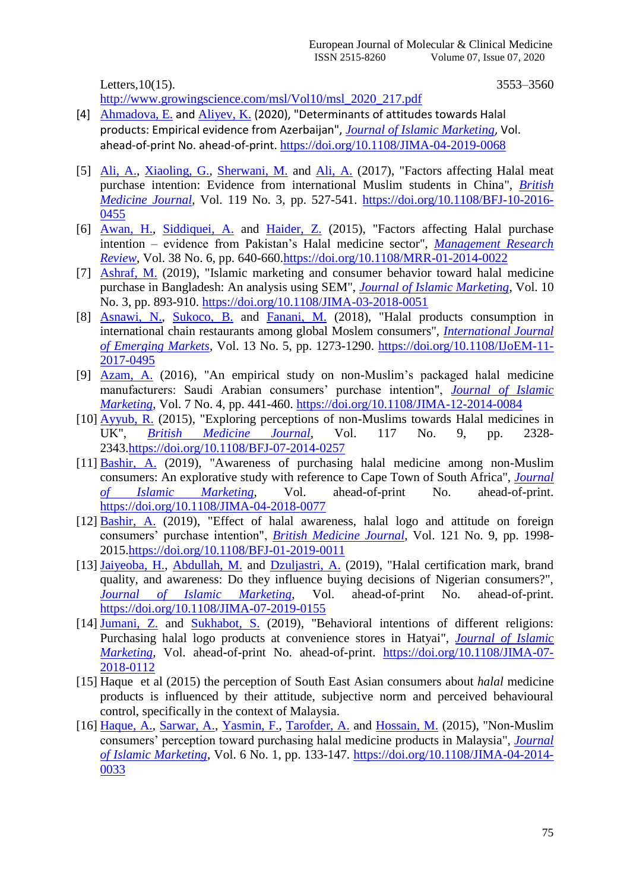Letters,10(15). 3553–3560
http://www.growingscience.com/msl/Vol10/msl_2020_217.pdf

[4] Ahmadova, E. and Aliyev, K. (2020), "Determinants of attitudes towards Halal products: Empirical evidence from Azerbaijan", *Journal of Islamic Marketing*, Vol. ahead-of-print No. ahead-of-print. https://doi.org/10.1108/JIMA-04-2019-0068

[5] Ali, A., Xiaoling, G., Sherwani, M. and Ali, A. (2017), "Factors affecting Halal meat purchase intention: Evidence from international Muslim students in China", *British Medicine Journal*, Vol. 119 No. 3, pp. 527-541. https://doi.org/10.1108/BFJ-10-2016-0455

[6] Awan, H., Siddiquei, A. and Haider, Z. (2015), "Factors affecting Halal purchase intention – evidence from Pakistan's Halal medicine sector", *Management Research Review*, Vol. 38 No. 6, pp. 640-660.https://doi.org/10.1108/MRR-01-2014-0022

[7] Ashraf, M. (2019), "Islamic marketing and consumer behavior toward halal medicine purchase in Bangladesh: An analysis using SEM", *Journal of Islamic Marketing*, Vol. 10 No. 3, pp. 893-910. https://doi.org/10.1108/JIMA-03-2018-0051

[8] Asnawi, N., Sukoco, B. and Fanani, M. (2018), "Halal products consumption in international chain restaurants among global Moslem consumers", *International Journal of Emerging Markets*, Vol. 13 No. 5, pp. 1273-1290. https://doi.org/10.1108/IJoEM-11-2017-0495

[9] Azam, A. (2016), "An empirical study on non-Muslim's packaged halal medicine manufacturers: Saudi Arabian consumers' purchase intention", *Journal of Islamic Marketing*, Vol. 7 No. 4, pp. 441-460. https://doi.org/10.1108/JIMA-12-2014-0084

[10] Ayyub, R. (2015), "Exploring perceptions of non-Muslims towards Halal medicines in UK", *British Medicine Journal*, Vol. 117 No. 9, pp. 2328-2343.https://doi.org/10.1108/BFJ-07-2014-0257

[11] Bashir, A. (2019), "Awareness of purchasing halal medicine among non-Muslim consumers: An explorative study with reference to Cape Town of South Africa", *Journal of Islamic Marketing*, Vol. ahead-of-print No. ahead-of-print. https://doi.org/10.1108/JIMA-04-2018-0077

[12] Bashir, A. (2019), "Effect of halal awareness, halal logo and attitude on foreign consumers' purchase intention", *British Medicine Journal*, Vol. 121 No. 9, pp. 1998-2015.https://doi.org/10.1108/BFJ-01-2019-0011

[13] Jaiyeoba, H., Abdullah, M. and Dzuljastri, A. (2019), "Halal certification mark, brand quality, and awareness: Do they influence buying decisions of Nigerian consumers?", *Journal of Islamic Marketing*, Vol. ahead-of-print No. ahead-of-print. https://doi.org/10.1108/JIMA-07-2019-0155

[14] Jumani, Z. and Sukhabot, S. (2019), "Behavioral intentions of different religions: Purchasing halal logo products at convenience stores in Hatyai", *Journal of Islamic Marketing*, Vol. ahead-of-print No. ahead-of-print. https://doi.org/10.1108/JIMA-07-2018-0112

[15] Haque et al (2015) the perception of South East Asian consumers about *halal* medicine products is influenced by their attitude, subjective norm and perceived behavioural control, specifically in the context of Malaysia.

[16] Haque, A., Sarwar, A., Yasmin, F., Tarofder, A. and Hossain, M. (2015), "Non-Muslim consumers' perception toward purchasing halal medicine products in Malaysia", *Journal of Islamic Marketing*, Vol. 6 No. 1, pp. 133-147. https://doi.org/10.1108/JIMA-04-2014-0033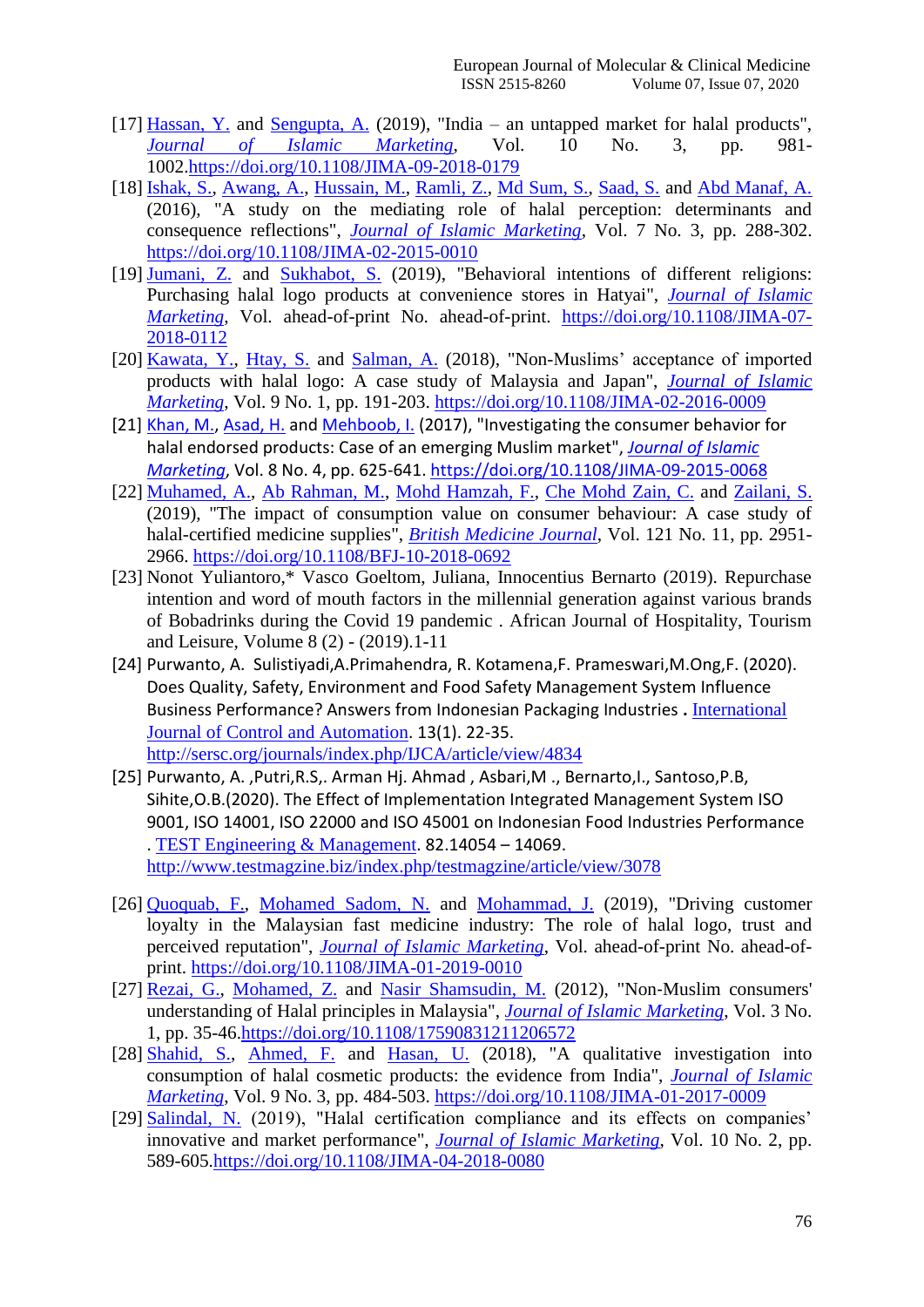[17] Hassan, Y. and Sengupta, A. (2019), "India – an untapped market for halal products", *Journal of Islamic Marketing*, Vol. 10 No. 3, pp. 981-1002.https://doi.org/10.1108/JIMA-09-2018-0179

[18] Ishak, S., Awang, A., Hussain, M., Ramli, Z., Md Sum, S., Saad, S. and Abd Manaf, A. (2016), "A study on the mediating role of halal perception: determinants and consequence reflections", *Journal of Islamic Marketing*, Vol. 7 No. 3, pp. 288-302. https://doi.org/10.1108/JIMA-02-2015-0010

[19] Jumani, Z. and Sukhabot, S. (2019), "Behavioral intentions of different religions: Purchasing halal logo products at convenience stores in Hatyai", *Journal of Islamic Marketing*, Vol. ahead-of-print No. ahead-of-print. https://doi.org/10.1108/JIMA-07-2018-0112

[20] Kawata, Y., Htay, S. and Salman, A. (2018), "Non-Muslims' acceptance of imported products with halal logo: A case study of Malaysia and Japan", *Journal of Islamic Marketing*, Vol. 9 No. 1, pp. 191-203. https://doi.org/10.1108/JIMA-02-2016-0009

[21] Khan, M., Asad, H. and Mehboob, I. (2017), "Investigating the consumer behavior for halal endorsed products: Case of an emerging Muslim market", *Journal of Islamic Marketing*, Vol. 8 No. 4, pp. 625-641. https://doi.org/10.1108/JIMA-09-2015-0068

[22] Muhamed, A., Ab Rahman, M., Mohd Hamzah, F., Che Mohd Zain, C. and Zailani, S. (2019), "The impact of consumption value on consumer behaviour: A case study of halal-certified medicine supplies", *British Medicine Journal*, Vol. 121 No. 11, pp. 2951-2966. https://doi.org/10.1108/BFJ-10-2018-0692

[23] Nonot Yuliantoro,* Vasco Goeltom, Juliana, Innocentius Bernarto (2019). Repurchase intention and word of mouth factors in the millennial generation against various brands of Bobadrinks during the Covid 19 pandemic . African Journal of Hospitality, Tourism and Leisure, Volume 8 (2) - (2019).1-11

[24] Purwanto, A. Sulistiyadi,A.Primahendra, R. Kotamena,F. Prameswari,M.Ong,F. (2020). Does Quality, Safety, Environment and Food Safety Management System Influence Business Performance? Answers from Indonesian Packaging Industries **.** International Journal of Control and Automation. 13(1). 22-35. http://sersc.org/journals/index.php/IJCA/article/view/4834

[25] Purwanto, A. ,Putri,R.S,. Arman Hj. Ahmad , Asbari,M ., Bernarto,I., Santoso,P.B, Sihite,O.B.(2020). The Effect of Implementation Integrated Management System ISO 9001, ISO 14001, ISO 22000 and ISO 45001 on Indonesian Food Industries Performance . TEST Engineering & Management. 82.14054 – 14069. http://www.testmagzine.biz/index.php/testmagzine/article/view/3078

[26] Quoquab, F., Mohamed Sadom, N. and Mohammad, J. (2019), "Driving customer loyalty in the Malaysian fast medicine industry: The role of halal logo, trust and perceived reputation", *Journal of Islamic Marketing*, Vol. ahead-of-print No. ahead-of-print. https://doi.org/10.1108/JIMA-01-2019-0010

[27] Rezai, G., Mohamed, Z. and Nasir Shamsudin, M. (2012), "Non-Muslim consumers' understanding of Halal principles in Malaysia", *Journal of Islamic Marketing*, Vol. 3 No. 1, pp. 35-46.https://doi.org/10.1108/17590831211206572

[28] Shahid, S., Ahmed, F. and Hasan, U. (2018), "A qualitative investigation into consumption of halal cosmetic products: the evidence from India", *Journal of Islamic Marketing*, Vol. 9 No. 3, pp. 484-503. https://doi.org/10.1108/JIMA-01-2017-0009

[29] Salindal, N. (2019), "Halal certification compliance and its effects on companies' innovative and market performance", *Journal of Islamic Marketing*, Vol. 10 No. 2, pp. 589-605.https://doi.org/10.1108/JIMA-04-2018-0080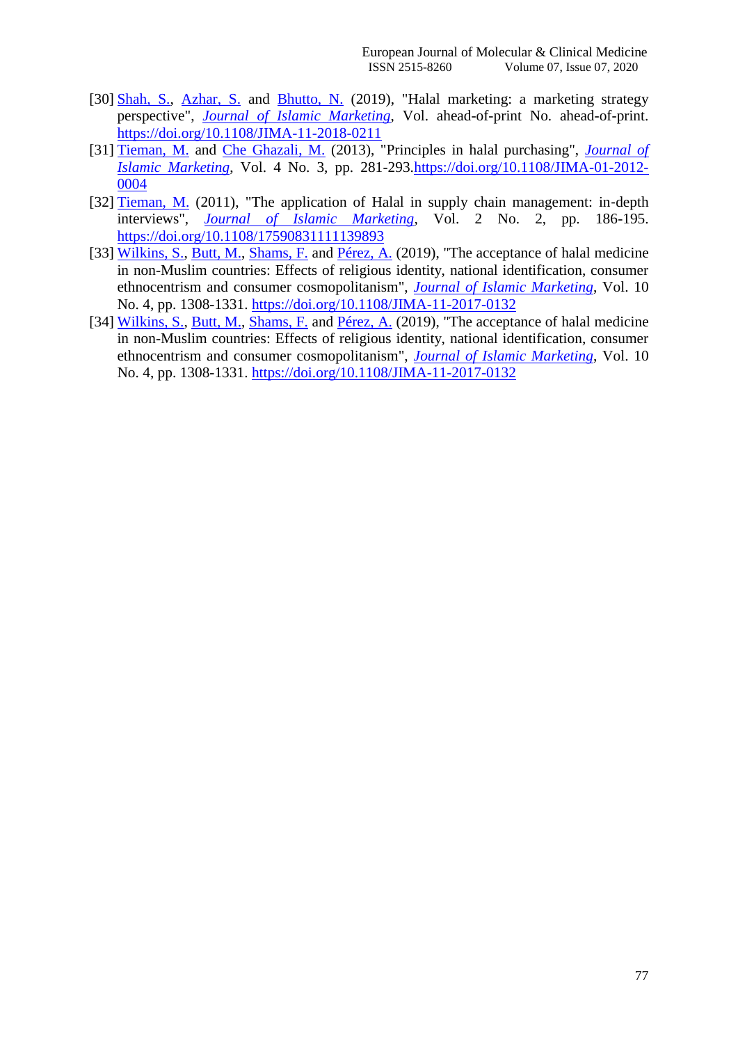[30] Shah, S., Azhar, S. and Bhutto, N. (2019), "Halal marketing: a marketing strategy perspective", *Journal of Islamic Marketing*, Vol. ahead-of-print No. ahead-of-print. https://doi.org/10.1108/JIMA-11-2018-0211

[31] Tieman, M. and Che Ghazali, M. (2013), "Principles in halal purchasing", *Journal of Islamic Marketing*, Vol. 4 No. 3, pp. 281-293.https://doi.org/10.1108/JIMA-01-2012-0004

[32] Tieman, M. (2011), "The application of Halal in supply chain management: in-depth interviews", *Journal of Islamic Marketing*, Vol. 2 No. 2, pp. 186-195. https://doi.org/10.1108/17590831111139893

[33] Wilkins, S., Butt, M., Shams, F. and Pérez, A. (2019), "The acceptance of halal medicine in non-Muslim countries: Effects of religious identity, national identification, consumer ethnocentrism and consumer cosmopolitanism", *Journal of Islamic Marketing*, Vol. 10 No. 4, pp. 1308-1331. https://doi.org/10.1108/JIMA-11-2017-0132

[34] Wilkins, S., Butt, M., Shams, F. and Pérez, A. (2019), "The acceptance of halal medicine in non-Muslim countries: Effects of religious identity, national identification, consumer ethnocentrism and consumer cosmopolitanism", *Journal of Islamic Marketing*, Vol. 10 No. 4, pp. 1308-1331. https://doi.org/10.1108/JIMA-11-2017-0132